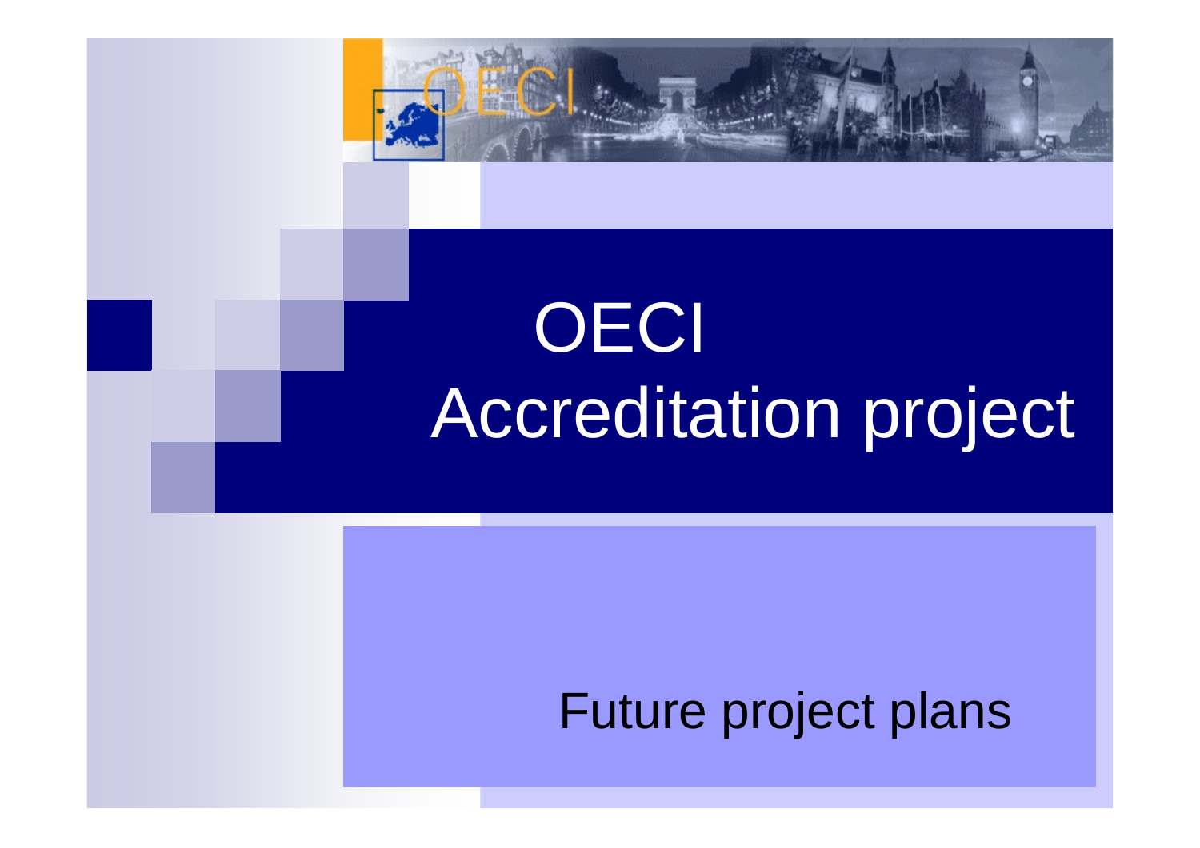# OECI Accreditation project

Future project plans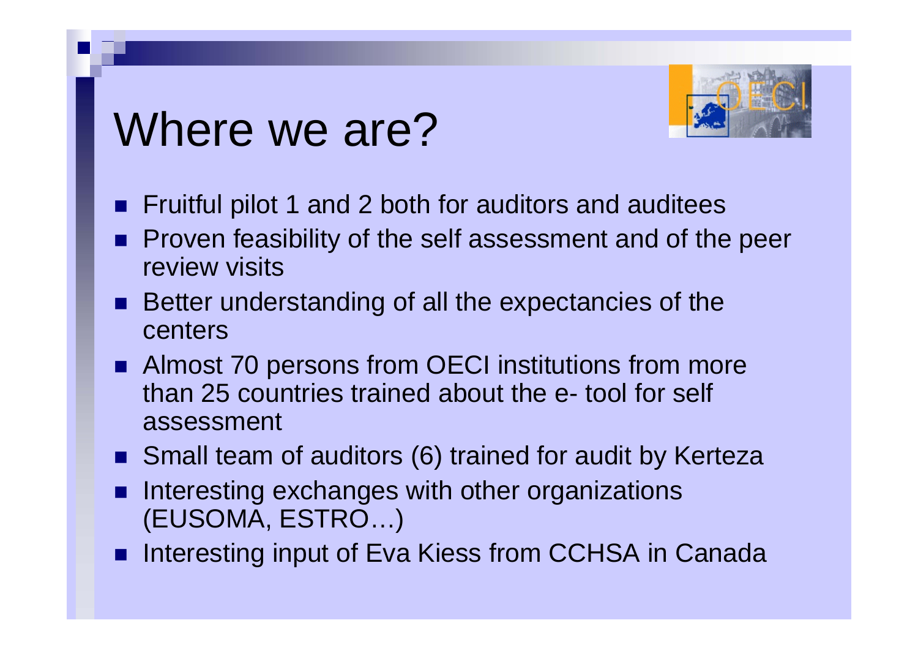# Where we are?

- Fruitful pilot 1 and 2 both for auditors and auditees
- Proven feasibility of the self assessment and of the peer review visits
- Better understanding of all the expectancies of the centers
- Almost 70 persons from OECI institutions from more than 25 countries trained about the e- tool for self assessment
- Small team of auditors (6) trained for audit by Kerteza
- Interesting exchanges with other organizations (EUSOMA, ESTRO…)
- Interesting input of Eva Kiess from CCHSA in Canada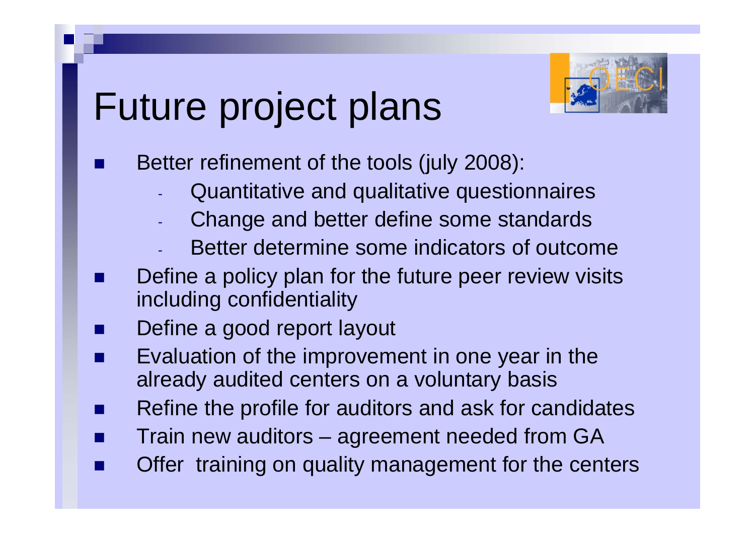# Future project plans

- Better refinement of the tools (july 2008):
  - Quantitative and qualitative questionnaires
  - Change and better define some standards
  - Better determine some indicators of outcome
- Define a policy plan for the future peer review visits including confidentiality
- Define a good report layout
- Evaluation of the improvement in one year in the already audited centers on a voluntary basis
- Refine the profile for auditors and ask for candidates
- Train new auditors – agreement needed from GA
- Offer training on quality management for the centers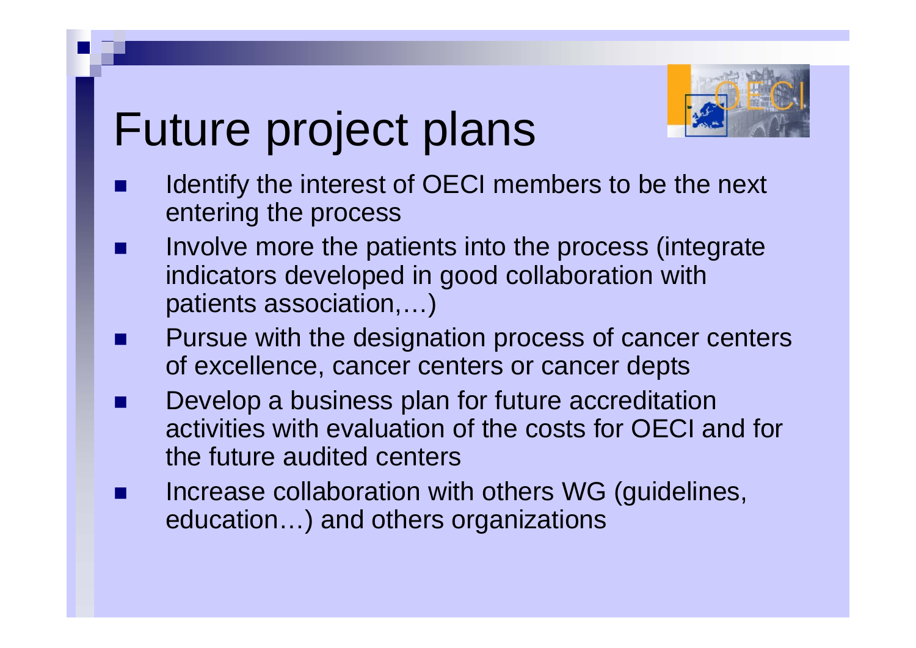# Future project plans

- Identify the interest of OECI members to be the next entering the process
- Involve more the patients into the process (integrate indicators developed in good collaboration with patients association,…)
- Pursue with the designation process of cancer centers of excellence, cancer centers or cancer depts
- Develop a business plan for future accreditation activities with evaluation of the costs for OECI and for the future audited centers
- Increase collaboration with others WG (guidelines, education…) and others organizations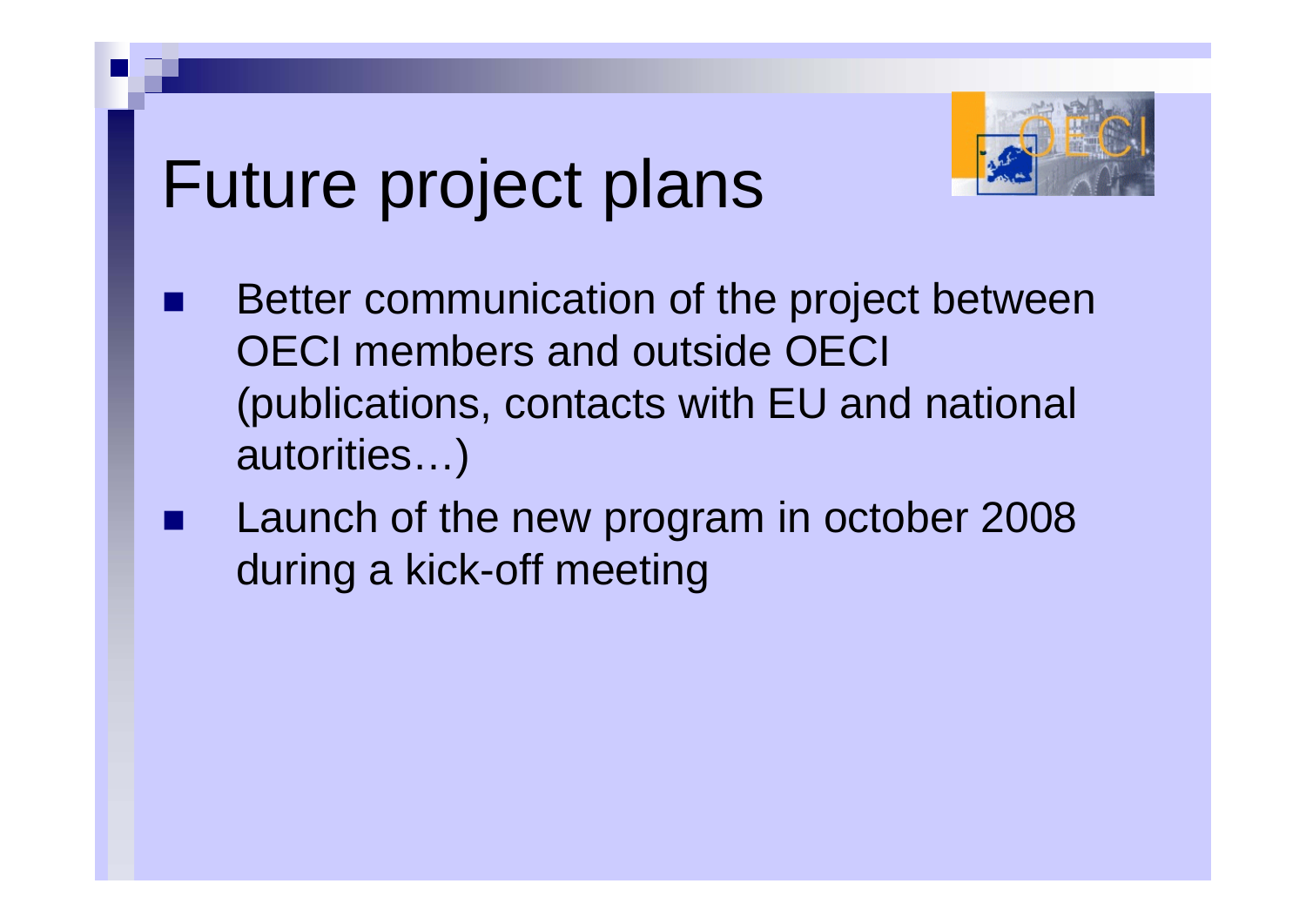# Future project plans

- Better communication of the project between OECI members and outside OECI (publications, contacts with EU and national autorities…)
- Launch of the new program in october 2008 during a kick-off meeting